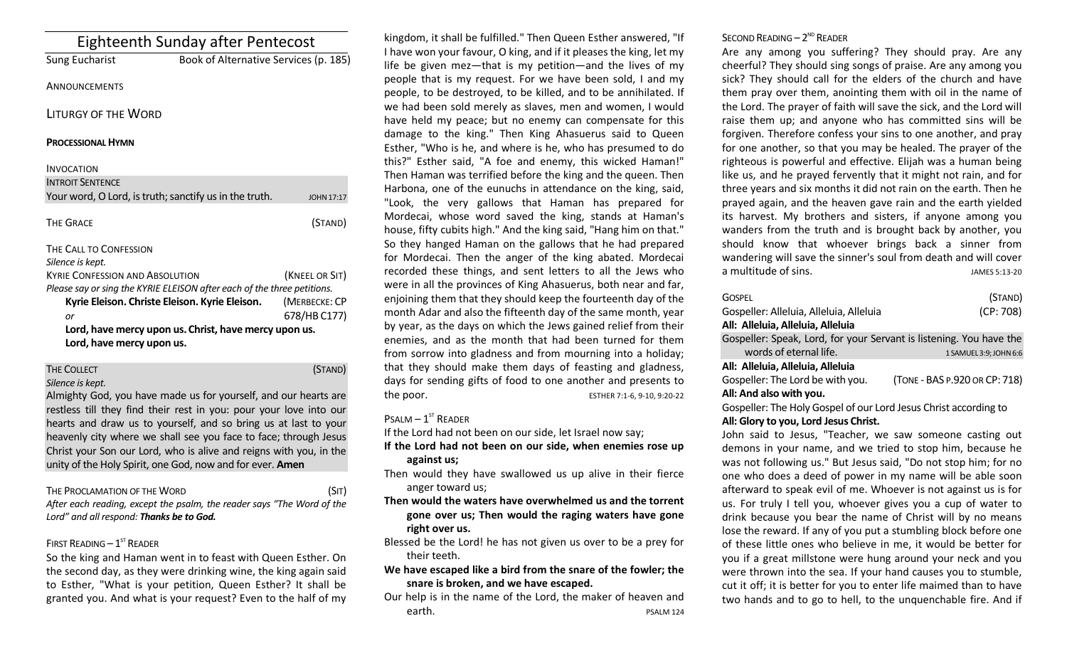# Eighteenth Sunday after Pentecost

Sung Eucharist — Book of Alternative Services (p. 185)

ANNOUNCEMENTS

## LITURGY OF THE WORD

**PROCESSIONAL HYMN**

INVOCATION

INTROIT SENTENCE

Your word, O Lord, is truth; sanctify us in the truth. JOHN 17:17

THE GRACE (STAND)

THE CALL TO CONFESSION

*Silence is kept.*

KYRIE CONFESSION AND ABSOLUTION (KNEEL OR SIT)

*Please say or sing the KYRIE ELEISON after each of the three petitions.*

**Kyrie Eleison. Christe Eleison. Kyrie Eleison.** (MERBECKE: CP 678/HB C177)

*or*

**Lord, have mercy upon us. Christ, have mercy upon us.**
**Lord, have mercy upon us.**

THE COLLECT (STAND)

*Silence is kept.*

Almighty God, you have made us for yourself, and our hearts are restless till they find their rest in you: pour your love into our hearts and draw us to yourself, and so bring us at last to your heavenly city where we shall see you face to face; through Jesus Christ your Son our Lord, who is alive and reigns with you, in the unity of the Holy Spirit, one God, now and for ever. **Amen**

THE PROCLAMATION OF THE WORD (SIT)

*After each reading, except the psalm, the reader says "The Word of the Lord" and all respond: **Thanks be to God.***

FIRST READING – 1ST READER

So the king and Haman went in to feast with Queen Esther. On the second day, as they were drinking wine, the king again said to Esther, "What is your petition, Queen Esther? It shall be granted you. And what is your request? Even to the half of my kingdom, it shall be fulfilled." Then Queen Esther answered, "If I have won your favour, O king, and if it pleases the king, let my life be given mez—that is my petition—and the lives of my people that is my request. For we have been sold, I and my people, to be destroyed, to be killed, and to be annihilated. If we had been sold merely as slaves, men and women, I would have held my peace; but no enemy can compensate for this damage to the king." Then King Ahasuerus said to Queen Esther, "Who is he, and where is he, who has presumed to do this?" Esther said, "A foe and enemy, this wicked Haman!" Then Haman was terrified before the king and the queen. Then Harbona, one of the eunuchs in attendance on the king, said, "Look, the very gallows that Haman has prepared for Mordecai, whose word saved the king, stands at Haman's house, fifty cubits high." And the king said, "Hang him on that." So they hanged Haman on the gallows that he had prepared for Mordecai. Then the anger of the king abated. Mordecai recorded these things, and sent letters to all the Jews who were in all the provinces of King Ahasuerus, both near and far, enjoining them that they should keep the fourteenth day of the month Adar and also the fifteenth day of the same month, year by year, as the days on which the Jews gained relief from their enemies, and as the month that had been turned for them from sorrow into gladness and from mourning into a holiday; that they should make them days of feasting and gladness, days for sending gifts of food to one another and presents to the poor. ESTHER 7:1-6, 9-10, 9:20-22

PSALM – 1ST READER

If the Lord had not been on our side, let Israel now say;

**If the Lord had not been on our side, when enemies rose up against us;**

Then would they have swallowed us up alive in their fierce anger toward us;

**Then would the waters have overwhelmed us and the torrent gone over us; Then would the raging waters have gone right over us.**

Blessed be the Lord! he has not given us over to be a prey for their teeth.

**We have escaped like a bird from the snare of the fowler; the snare is broken, and we have escaped.**

Our help is in the name of the Lord, the maker of heaven and earth. PSALM 124

SECOND READING – 2ND READER

Are any among you suffering? They should pray. Are any cheerful? They should sing songs of praise. Are any among you sick? They should call for the elders of the church and have them pray over them, anointing them with oil in the name of the Lord. The prayer of faith will save the sick, and the Lord will raise them up; and anyone who has committed sins will be forgiven. Therefore confess your sins to one another, and pray for one another, so that you may be healed. The prayer of the righteous is powerful and effective. Elijah was a human being like us, and he prayed fervently that it might not rain, and for three years and six months it did not rain on the earth. Then he prayed again, and the heaven gave rain and the earth yielded its harvest. My brothers and sisters, if anyone among you wanders from the truth and is brought back by another, you should know that whoever brings back a sinner from wandering will save the sinner's soul from death and will cover a multitude of sins. JAMES 5:13-20

GOSPEL (STAND)

Gospeller: Alleluia, Alleluia, Alleluia (CP: 708)

**All: Alleluia, Alleluia, Alleluia**

Gospeller: Speak, Lord, for your Servant is listening. You have the words of eternal life. 1 SAMUEL 3:9; JOHN 6:6

**All: Alleluia, Alleluia, Alleluia**

Gospeller: The Lord be with you. (TONE - BAS P.920 OR CP: 718)

**All: And also with you.**

Gospeller: The Holy Gospel of our Lord Jesus Christ according to

**All: Glory to you, Lord Jesus Christ.**

John said to Jesus, "Teacher, we saw someone casting out demons in your name, and we tried to stop him, because he was not following us." But Jesus said, "Do not stop him; for no one who does a deed of power in my name will be able soon afterward to speak evil of me. Whoever is not against us is for us. For truly I tell you, whoever gives you a cup of water to drink because you bear the name of Christ will by no means lose the reward. If any of you put a stumbling block before one of these little ones who believe in me, it would be better for you if a great millstone were hung around your neck and you were thrown into the sea. If your hand causes you to stumble, cut it off; it is better for you to enter life maimed than to have two hands and to go to hell, to the unquenchable fire. And if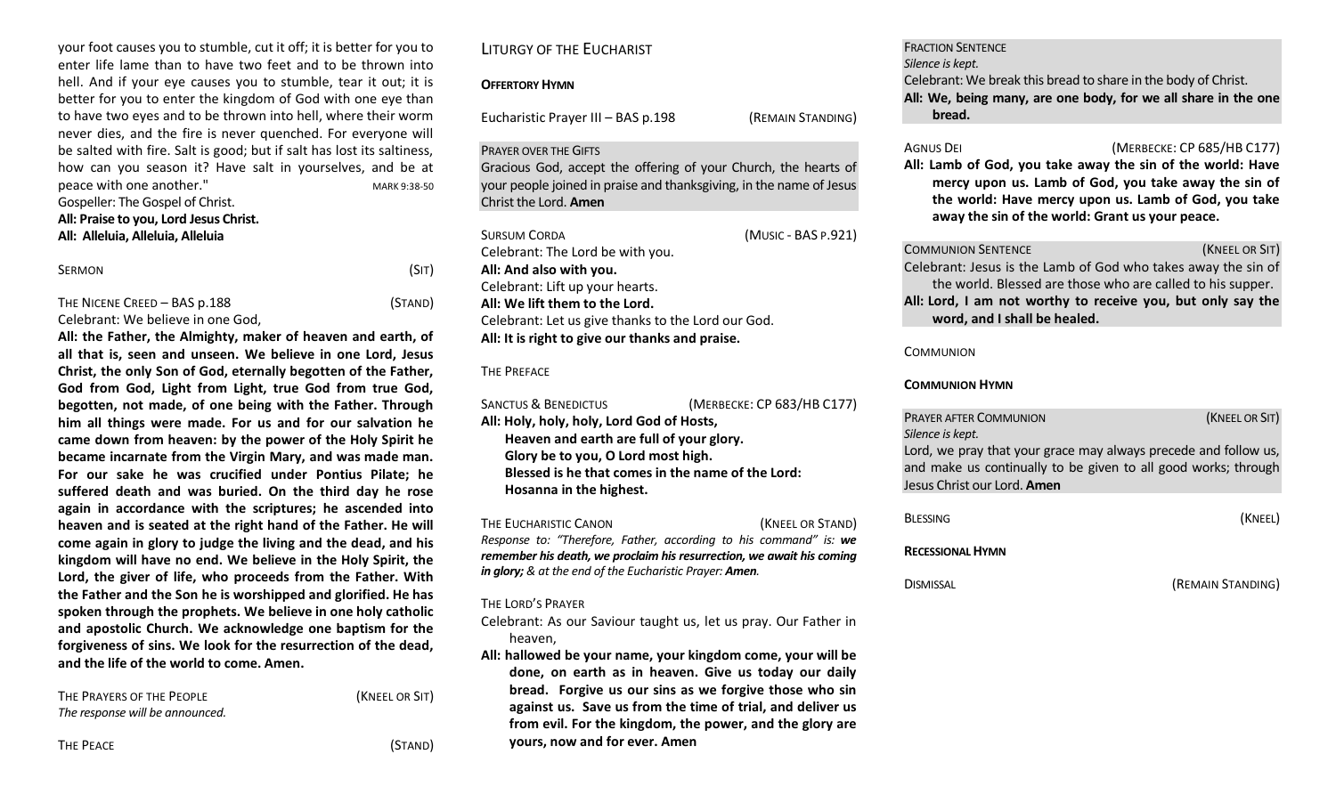your foot causes you to stumble, cut it off; it is better for you to enter life lame than to have two feet and to be thrown into hell. And if your eye causes you to stumble, tear it out; it is better for you to enter the kingdom of God with one eye than to have two eyes and to be thrown into hell, where their worm never dies, and the fire is never quenched. For everyone will be salted with fire. Salt is good; but if salt has lost its saltiness, how can you season it? Have salt in yourselves, and be at peace with one another." MARK 9:38-50

Gospeller: The Gospel of Christ.
**All: Praise to you, Lord Jesus Christ.**
**All: Alleluia, Alleluia, Alleluia**

SERMON (SIT)

THE NICENE CREED – BAS p.188 (STAND)

Celebrant: We believe in one God,
**All: the Father, the Almighty, maker of heaven and earth, of all that is, seen and unseen. We believe in one Lord, Jesus Christ, the only Son of God, eternally begotten of the Father, God from God, Light from Light, true God from true God, begotten, not made, of one being with the Father. Through him all things were made. For us and for our salvation he came down from heaven: by the power of the Holy Spirit he became incarnate from the Virgin Mary, and was made man. For our sake he was crucified under Pontius Pilate; he suffered death and was buried. On the third day he rose again in accordance with the scriptures; he ascended into heaven and is seated at the right hand of the Father. He will come again in glory to judge the living and the dead, and his kingdom will have no end. We believe in the Holy Spirit, the Lord, the giver of life, who proceeds from the Father. With the Father and the Son he is worshipped and glorified. He has spoken through the prophets. We believe in one holy catholic and apostolic Church. We acknowledge one baptism for the forgiveness of sins. We look for the resurrection of the dead, and the life of the world to come. Amen.**

THE PRAYERS OF THE PEOPLE (KNEEL OR SIT)
*The response will be announced.*

THE PEACE (STAND)

## LITURGY OF THE EUCHARIST

**OFFERTORY HYMN**

Eucharistic Prayer III – BAS p.198 (REMAIN STANDING)

PRAYER OVER THE GIFTS
Gracious God, accept the offering of your Church, the hearts of your people joined in praise and thanksgiving, in the name of Jesus Christ the Lord. **Amen**

SURSUM CORDA (MUSIC - BAS P.921)
Celebrant: The Lord be with you.
**All: And also with you.**
Celebrant: Lift up your hearts.
**All: We lift them to the Lord.**
Celebrant: Let us give thanks to the Lord our God.
**All: It is right to give our thanks and praise.**

THE PREFACE

SANCTUS & BENEDICTUS (MERBECKE: CP 683/HB C177)
**All: Holy, holy, holy, Lord God of Hosts,
Heaven and earth are full of your glory.
Glory be to you, O Lord most high.
Blessed is he that comes in the name of the Lord:
Hosanna in the highest.**

THE EUCHARISTIC CANON (KNEEL OR STAND)
*Response to: "Therefore, Father, according to his command" is:* ***we remember his death, we proclaim his resurrection, we await his coming in glory;*** *& at the end of the Eucharistic Prayer:* ***Amen****.*

THE LORD'S PRAYER
Celebrant: As our Saviour taught us, let us pray. Our Father in heaven,
**All: hallowed be your name, your kingdom come, your will be done, on earth as in heaven. Give us today our daily bread. Forgive us our sins as we forgive those who sin against us. Save us from the time of trial, and deliver us from evil. For the kingdom, the power, and the glory are yours, now and for ever. Amen**

FRACTION SENTENCE
*Silence is kept.*
Celebrant: We break this bread to share in the body of Christ.
**All: We, being many, are one body, for we all share in the one bread.**

AGNUS DEI (MERBECKE: CP 685/HB C177)
**All: Lamb of God, you take away the sin of the world: Have mercy upon us. Lamb of God, you take away the sin of the world: Have mercy upon us. Lamb of God, you take away the sin of the world: Grant us your peace.**

COMMUNION SENTENCE (KNEEL OR SIT)
Celebrant: Jesus is the Lamb of God who takes away the sin of the world. Blessed are those who are called to his supper.
**All: Lord, I am not worthy to receive you, but only say the word, and I shall be healed.**

COMMUNION

**COMMUNION HYMN**

PRAYER AFTER COMMUNION (KNEEL OR SIT)
*Silence is kept.*
Lord, we pray that your grace may always precede and follow us, and make us continually to be given to all good works; through Jesus Christ our Lord. **Amen**

BLESSING (KNEEL)

**RECESSIONAL HYMN**

DISMISSAL (REMAIN STANDING)